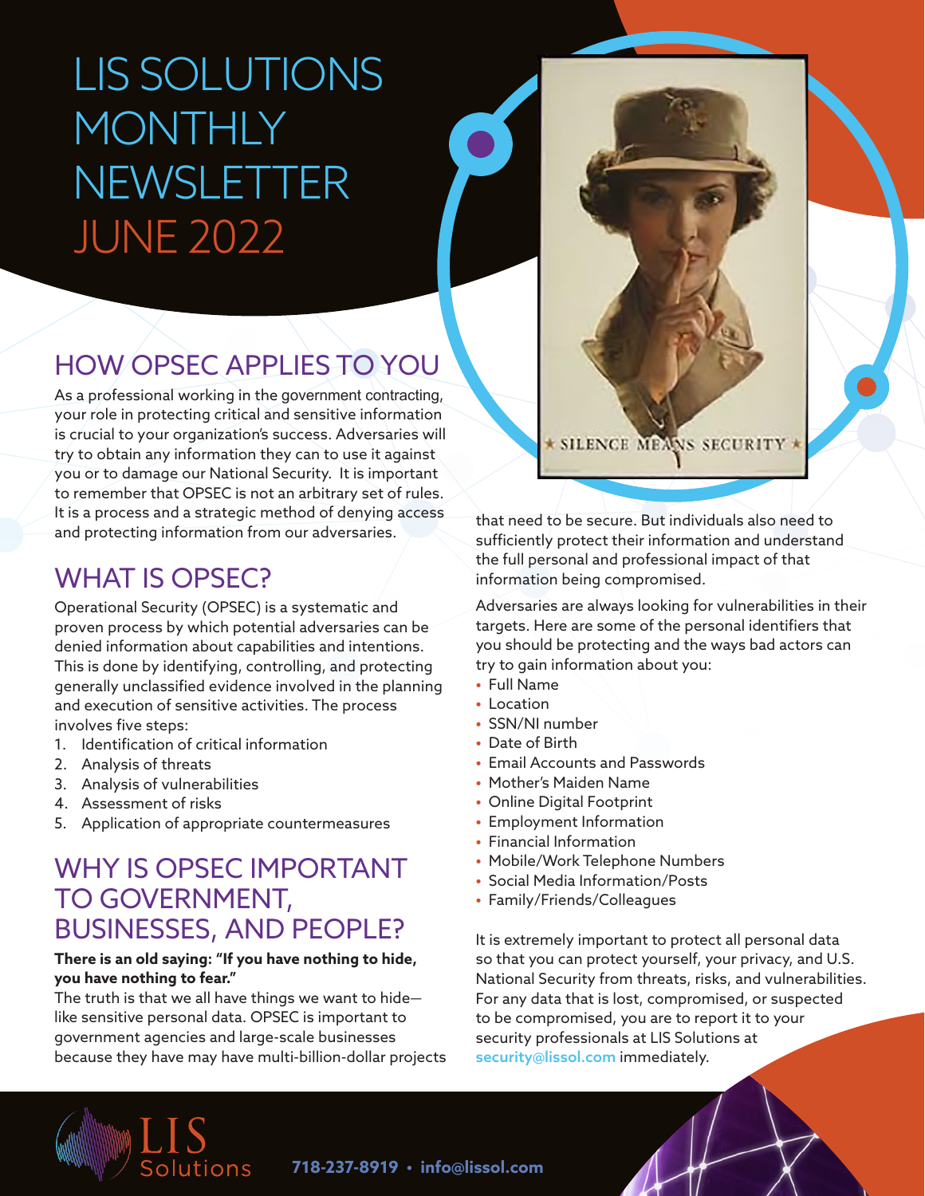# LIS SOLUTIONS MONTHLY NEWSLETTER JUNE 2022

## HOW OPSEC APPLIES TO YOU

As a professional working in the government contracting, your role in protecting critical and sensitive information is crucial to your organization's success. Adversaries will try to obtain any information they can to use it against you or to damage our National Security. It is important to remember that OPSEC is not an arbitrary set of rules. It is a process and a strategic method of denying access and protecting information from our adversaries.

## WHAT IS OPSEC?

Operational Security (OPSEC) is a systematic and proven process by which potential adversaries can be denied information about capabilities and intentions. This is done by identifying, controlling, and protecting generally unclassified evidence involved in the planning and execution of sensitive activities. The process involves five steps:

1. Identification of critical information
2. Analysis of threats
3. Analysis of vulnerabilities
4. Assessment of risks
5. Application of appropriate countermeasures

## WHY IS OPSEC IMPORTANT TO GOVERNMENT, BUSINESSES, AND PEOPLE?

**There is an old saying: "If you have nothing to hide, you have nothing to fear."**

The truth is that we all have things we want to hide—like sensitive personal data. OPSEC is important to government agencies and large-scale businesses because they have may have multi-billion-dollar projects that need to be secure. But individuals also need to sufficiently protect their information and understand the full personal and professional impact of that information being compromised.

Adversaries are always looking for vulnerabilities in their targets. Here are some of the personal identifiers that you should be protecting and the ways bad actors can try to gain information about you:

- Full Name
- Location
- SSN/NI number
- Date of Birth
- Email Accounts and Passwords
- Mother's Maiden Name
- Online Digital Footprint
- Employment Information
- Financial Information
- Mobile/Work Telephone Numbers
- Social Media Information/Posts
- Family/Friends/Colleagues

It is extremely important to protect all personal data so that you can protect yourself, your privacy, and U.S. National Security from threats, risks, and vulnerabilities. For any data that is lost, compromised, or suspected to be compromised, you are to report it to your security professionals at LIS Solutions at security@lissol.com immediately.

LIS Solutions

718-237-8919 • info@lissol.com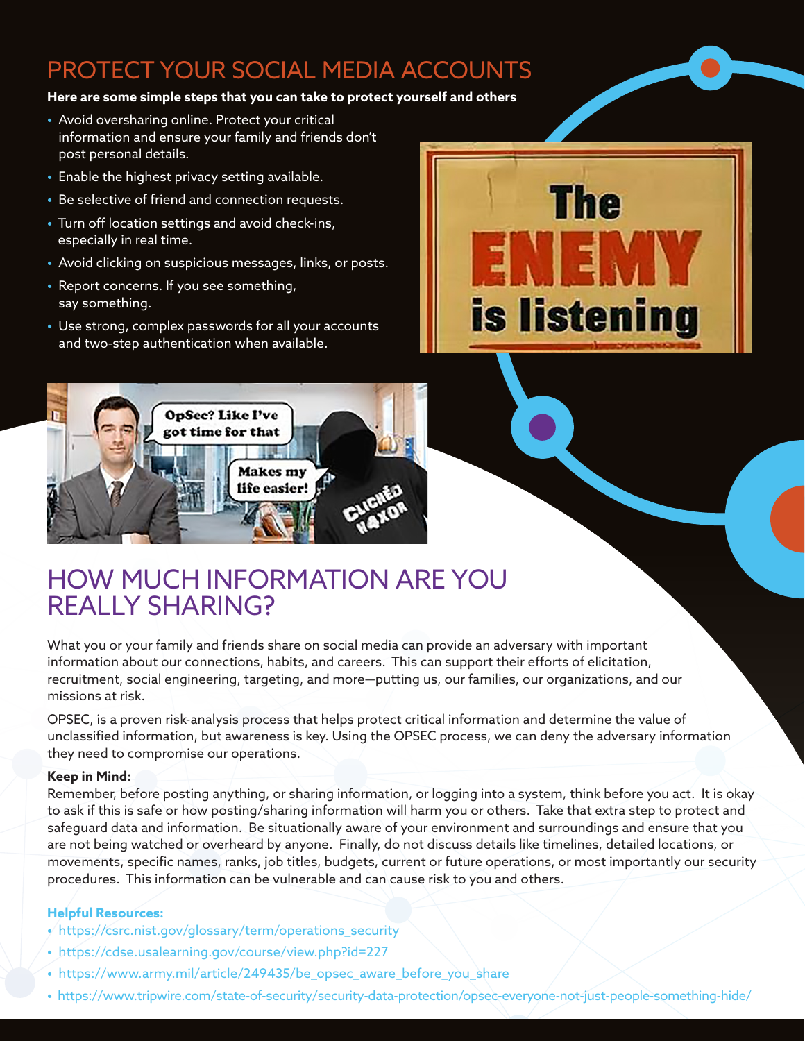## PROTECT YOUR SOCIAL MEDIA ACCOUNTS

**Here are some simple steps that you can take to protect yourself and others**

- Avoid oversharing online. Protect your critical information and ensure your family and friends don't post personal details.
- Enable the highest privacy setting available.
- Be selective of friend and connection requests.
- Turn off location settings and avoid check-ins, especially in real time.
- Avoid clicking on suspicious messages, links, or posts.
- Report concerns. If you see something, say something.
- Use strong, complex passwords for all your accounts and two-step authentication when available.

## HOW MUCH INFORMATION ARE YOU REALLY SHARING?

What you or your family and friends share on social media can provide an adversary with important information about our connections, habits, and careers. This can support their efforts of elicitation, recruitment, social engineering, targeting, and more—putting us, our families, our organizations, and our missions at risk.

OPSEC, is a proven risk-analysis process that helps protect critical information and determine the value of unclassified information, but awareness is key. Using the OPSEC process, we can deny the adversary information they need to compromise our operations.

**Keep in Mind:**
Remember, before posting anything, or sharing information, or logging into a system, think before you act. It is okay to ask if this is safe or how posting/sharing information will harm you or others. Take that extra step to protect and safeguard data and information. Be situationally aware of your environment and surroundings and ensure that you are not being watched or overheard by anyone. Finally, do not discuss details like timelines, detailed locations, or movements, specific names, ranks, job titles, budgets, current or future operations, or most importantly our security procedures. This information can be vulnerable and can cause risk to you and others.

**Helpful Resources:**

- https://csrc.nist.gov/glossary/term/operations_security
- https://cdse.usalearning.gov/course/view.php?id=227
- https://www.army.mil/article/249435/be_opsec_aware_before_you_share
- https://www.tripwire.com/state-of-security/security-data-protection/opsec-everyone-not-just-people-something-hide/